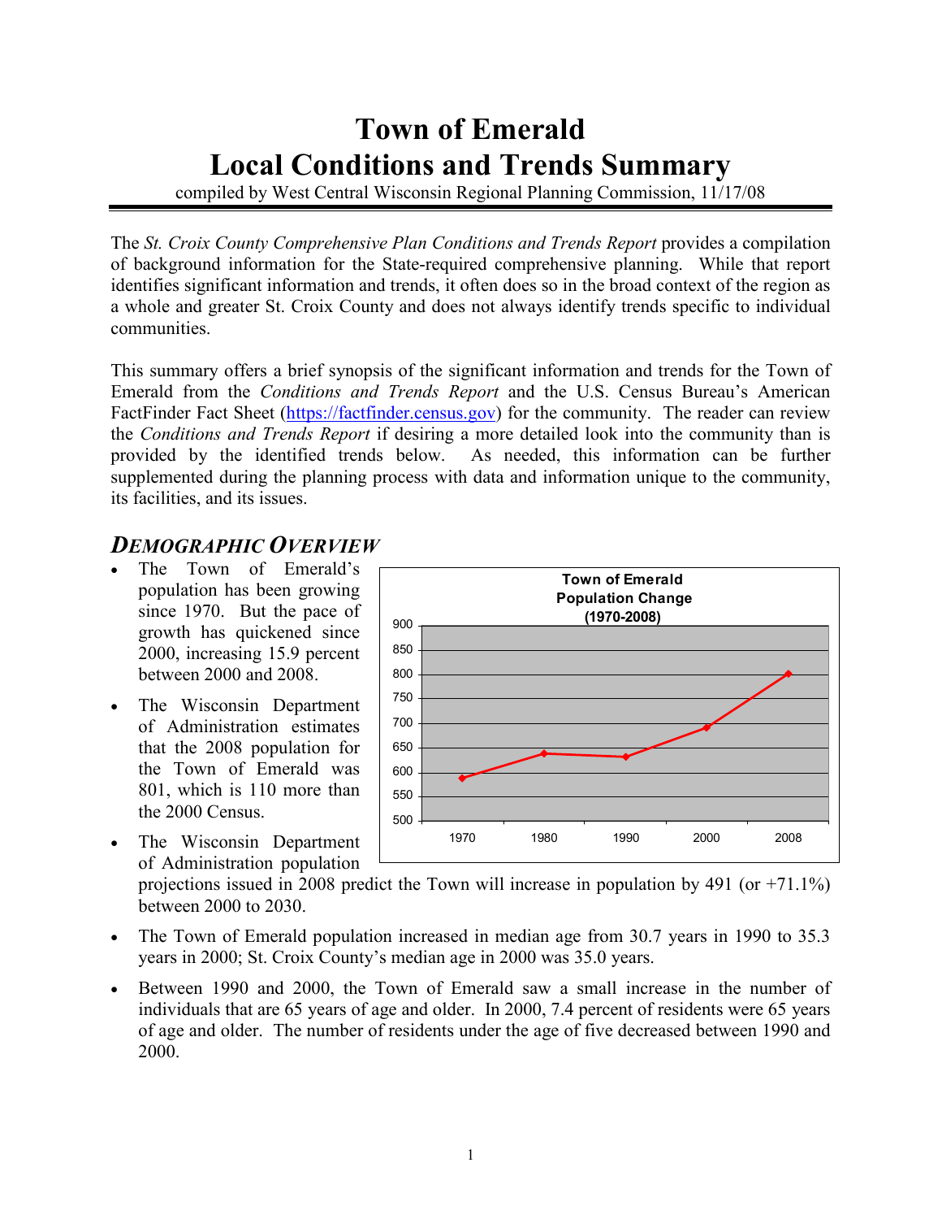# Town of Emerald
# Local Conditions and Trends Summary

compiled by West Central Wisconsin Regional Planning Commission, 11/17/08

The *St. Croix County Comprehensive Plan Conditions and Trends Report* provides a compilation of background information for the State-required comprehensive planning. While that report identifies significant information and trends, it often does so in the broad context of the region as a whole and greater St. Croix County and does not always identify trends specific to individual communities.

This summary offers a brief synopsis of the significant information and trends for the Town of Emerald from the *Conditions and Trends Report* and the U.S. Census Bureau's American FactFinder Fact Sheet (https://factfinder.census.gov) for the community. The reader can review the *Conditions and Trends Report* if desiring a more detailed look into the community than is provided by the identified trends below. As needed, this information can be further supplemented during the planning process with data and information unique to the community, its facilities, and its issues.

## *Demographic Overview*

- The Town of Emerald's population has been growing since 1970. But the pace of growth has quickened since 2000, increasing 15.9 percent between 2000 and 2008.
- The Wisconsin Department of Administration estimates that the 2008 population for the Town of Emerald was 801, which is 110 more than the 2000 Census.
- The Wisconsin Department of Administration population projections issued in 2008 predict the Town will increase in population by 491 (or +71.1%) between 2000 to 2030.
- The Town of Emerald population increased in median age from 30.7 years in 1990 to 35.3 years in 2000; St. Croix County's median age in 2000 was 35.0 years.
- Between 1990 and 2000, the Town of Emerald saw a small increase in the number of individuals that are 65 years of age and older. In 2000, 7.4 percent of residents were 65 years of age and older. The number of residents under the age of five decreased between 1990 and 2000.

**Town of Emerald Population Change (1970-2008)**

| Year | Population (approx.) |
|---|---|
| 1970 | 588 |
| 1980 | 638 |
| 1990 | 632 |
| 2000 | 691 |
| 2008 | 801 |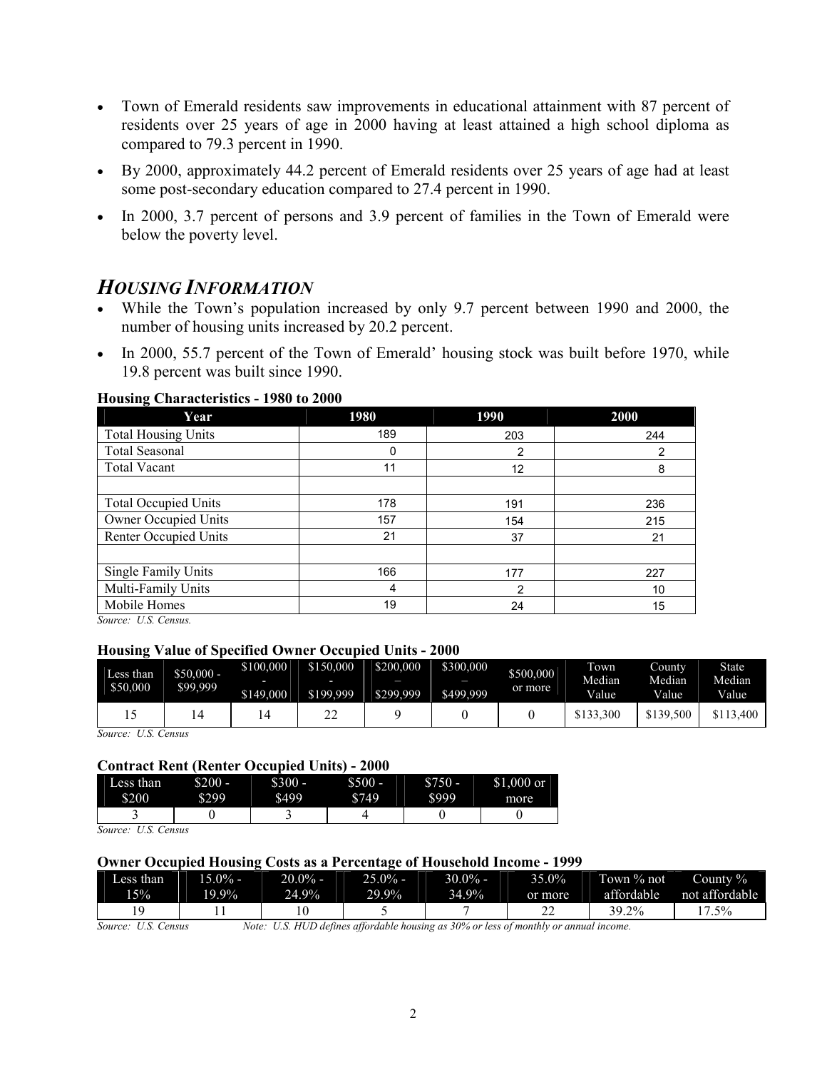- Town of Emerald residents saw improvements in educational attainment with 87 percent of residents over 25 years of age in 2000 having at least attained a high school diploma as compared to 79.3 percent in 1990.
- By 2000, approximately 44.2 percent of Emerald residents over 25 years of age had at least some post-secondary education compared to 27.4 percent in 1990.
- In 2000, 3.7 percent of persons and 3.9 percent of families in the Town of Emerald were below the poverty level.

## *HOUSING INFORMATION*

- While the Town's population increased by only 9.7 percent between 1990 and 2000, the number of housing units increased by 20.2 percent.
- In 2000, 55.7 percent of the Town of Emerald' housing stock was built before 1970, while 19.8 percent was built since 1990.

**Housing Characteristics - 1980 to 2000**

| Year | 1980 | 1990 | 2000 |
|---|---|---|---|
| Total Housing Units | 189 | 203 | 244 |
| Total Seasonal | 0 | 2 | 2 |
| Total Vacant | 11 | 12 | 8 |
| | | | |
| Total Occupied Units | 178 | 191 | 236 |
| Owner Occupied Units | 157 | 154 | 215 |
| Renter Occupied Units | 21 | 37 | 21 |
| | | | |
| Single Family Units | 166 | 177 | 227 |
| Multi-Family Units | 4 | 2 | 10 |
| Mobile Homes | 19 | 24 | 15 |

*Source: U.S. Census.*

**Housing Value of Specified Owner Occupied Units - 2000**

| Less than $50,000 | $50,000 - $99,999 | $100,000 - $149,000 | $150,000 - $199,999 | $200,000 – $299,999 | $300,000 – $499,999 | $500,000 or more | Town Median Value | County Median Value | State Median Value |
|---|---|---|---|---|---|---|---|---|---|
| 15 | 14 | 14 | 22 | 9 | 0 | 0 | $133,300 | $139,500 | $113,400 |

*Source: U.S. Census*

**Contract Rent (Renter Occupied Units) - 2000**

| Less than $200 | $200 - $299 | $300 - $499 | $500 - $749 | $750 - $999 | $1,000 or more |
|---|---|---|---|---|---|
| 3 | 0 | 3 | 4 | 0 | 0 |

*Source: U.S. Census*

**Owner Occupied Housing Costs as a Percentage of Household Income - 1999**

| Less than 15% | 15.0% - 19.9% | 20.0% - 24.9% | 25.0% - 29.9% | 30.0% - 34.9% | 35.0% or more | Town % not affordable | County % not affordable |
|---|---|---|---|---|---|---|---|
| 19 | 11 | 10 | 5 | 7 | 22 | 39.2% | 17.5% |

*Source: U.S. Census* *Note: U.S. HUD defines affordable housing as 30% or less of monthly or annual income.*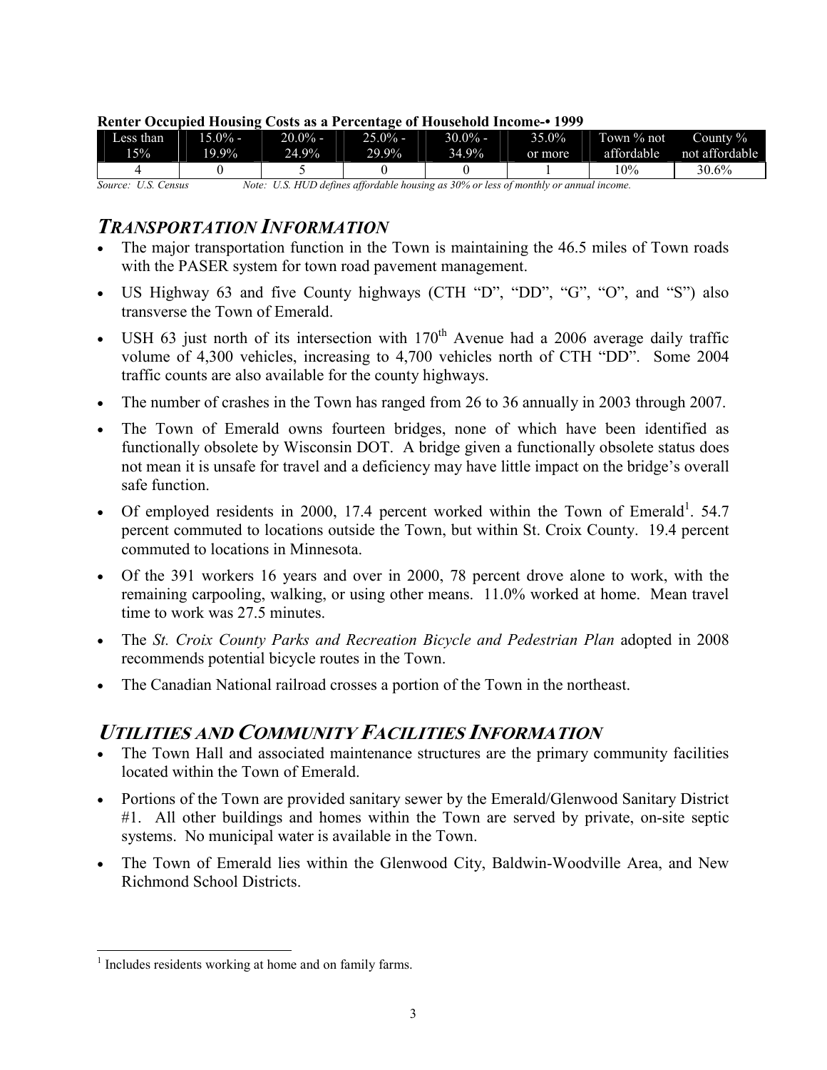**Renter Occupied Housing Costs as a Percentage of Household Income-• 1999**

| Less than 15% | 15.0% - 19.9% | 20.0% - 24.9% | 25.0% - 29.9% | 30.0% - 34.9% | 35.0% or more | Town % not affordable | County % not affordable |
|---|---|---|---|---|---|---|---|
| 4 | 0 | 5 | 0 | 0 | 1 | 10% | 30.6% |

*Source: U.S. Census* *Note: U.S. HUD defines affordable housing as 30% or less of monthly or annual income.*

## *TRANSPORTATION INFORMATION*

- The major transportation function in the Town is maintaining the 46.5 miles of Town roads with the PASER system for town road pavement management.
- US Highway 63 and five County highways (CTH "D", "DD", "G", "O", and "S") also transverse the Town of Emerald.
- USH 63 just north of its intersection with 170th Avenue had a 2006 average daily traffic volume of 4,300 vehicles, increasing to 4,700 vehicles north of CTH "DD". Some 2004 traffic counts are also available for the county highways.
- The number of crashes in the Town has ranged from 26 to 36 annually in 2003 through 2007.
- The Town of Emerald owns fourteen bridges, none of which have been identified as functionally obsolete by Wisconsin DOT. A bridge given a functionally obsolete status does not mean it is unsafe for travel and a deficiency may have little impact on the bridge's overall safe function.
- Of employed residents in 2000, 17.4 percent worked within the Town of Emerald[1]. 54.7 percent commuted to locations outside the Town, but within St. Croix County. 19.4 percent commuted to locations in Minnesota.
- Of the 391 workers 16 years and over in 2000, 78 percent drove alone to work, with the remaining carpooling, walking, or using other means. 11.0% worked at home. Mean travel time to work was 27.5 minutes.
- The *St. Croix County Parks and Recreation Bicycle and Pedestrian Plan* adopted in 2008 recommends potential bicycle routes in the Town.
- The Canadian National railroad crosses a portion of the Town in the northeast.

## *UTILITIES AND COMMUNITY FACILITIES INFORMATION*

- The Town Hall and associated maintenance structures are the primary community facilities located within the Town of Emerald.
- Portions of the Town are provided sanitary sewer by the Emerald/Glenwood Sanitary District #1. All other buildings and homes within the Town are served by private, on-site septic systems. No municipal water is available in the Town.
- The Town of Emerald lies within the Glenwood City, Baldwin-Woodville Area, and New Richmond School Districts.

---

[1] Includes residents working at home and on family farms.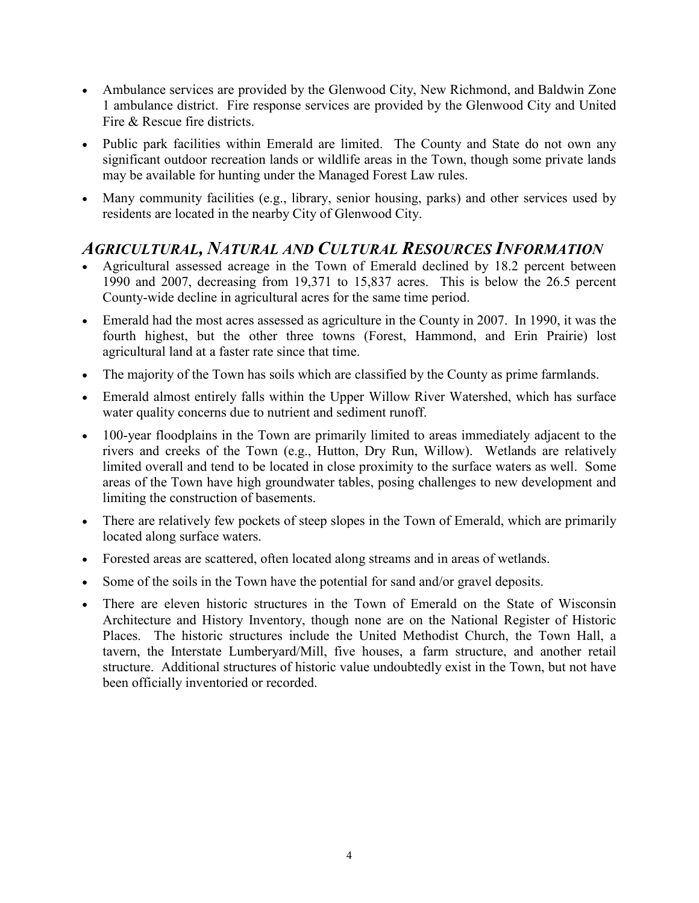- Ambulance services are provided by the Glenwood City, New Richmond, and Baldwin Zone 1 ambulance district. Fire response services are provided by the Glenwood City and United Fire & Rescue fire districts.
- Public park facilities within Emerald are limited. The County and State do not own any significant outdoor recreation lands or wildlife areas in the Town, though some private lands may be available for hunting under the Managed Forest Law rules.
- Many community facilities (e.g., library, senior housing, parks) and other services used by residents are located in the nearby City of Glenwood City.

## *AGRICULTURAL, NATURAL AND CULTURAL RESOURCES INFORMATION*

- Agricultural assessed acreage in the Town of Emerald declined by 18.2 percent between 1990 and 2007, decreasing from 19,371 to 15,837 acres. This is below the 26.5 percent County-wide decline in agricultural acres for the same time period.
- Emerald had the most acres assessed as agriculture in the County in 2007. In 1990, it was the fourth highest, but the other three towns (Forest, Hammond, and Erin Prairie) lost agricultural land at a faster rate since that time.
- The majority of the Town has soils which are classified by the County as prime farmlands.
- Emerald almost entirely falls within the Upper Willow River Watershed, which has surface water quality concerns due to nutrient and sediment runoff.
- 100-year floodplains in the Town are primarily limited to areas immediately adjacent to the rivers and creeks of the Town (e.g., Hutton, Dry Run, Willow). Wetlands are relatively limited overall and tend to be located in close proximity to the surface waters as well. Some areas of the Town have high groundwater tables, posing challenges to new development and limiting the construction of basements.
- There are relatively few pockets of steep slopes in the Town of Emerald, which are primarily located along surface waters.
- Forested areas are scattered, often located along streams and in areas of wetlands.
- Some of the soils in the Town have the potential for sand and/or gravel deposits.
- There are eleven historic structures in the Town of Emerald on the State of Wisconsin Architecture and History Inventory, though none are on the National Register of Historic Places. The historic structures include the United Methodist Church, the Town Hall, a tavern, the Interstate Lumberyard/Mill, five houses, a farm structure, and another retail structure. Additional structures of historic value undoubtedly exist in the Town, but not have been officially inventoried or recorded.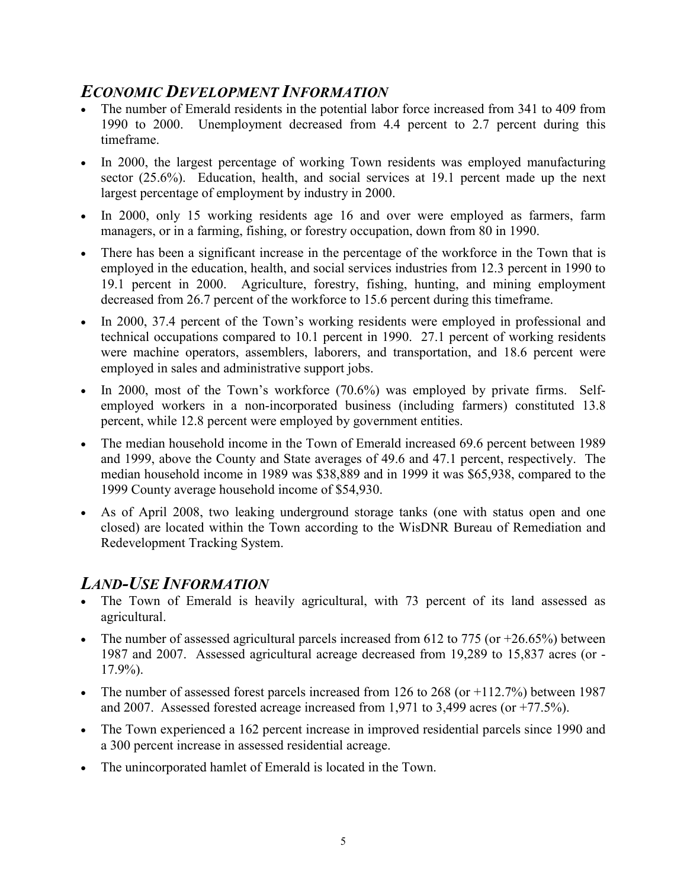## *ECONOMIC DEVELOPMENT INFORMATION*

- The number of Emerald residents in the potential labor force increased from 341 to 409 from 1990 to 2000. Unemployment decreased from 4.4 percent to 2.7 percent during this timeframe.
- In 2000, the largest percentage of working Town residents was employed manufacturing sector (25.6%). Education, health, and social services at 19.1 percent made up the next largest percentage of employment by industry in 2000.
- In 2000, only 15 working residents age 16 and over were employed as farmers, farm managers, or in a farming, fishing, or forestry occupation, down from 80 in 1990.
- There has been a significant increase in the percentage of the workforce in the Town that is employed in the education, health, and social services industries from 12.3 percent in 1990 to 19.1 percent in 2000. Agriculture, forestry, fishing, hunting, and mining employment decreased from 26.7 percent of the workforce to 15.6 percent during this timeframe.
- In 2000, 37.4 percent of the Town's working residents were employed in professional and technical occupations compared to 10.1 percent in 1990. 27.1 percent of working residents were machine operators, assemblers, laborers, and transportation, and 18.6 percent were employed in sales and administrative support jobs.
- In 2000, most of the Town's workforce (70.6%) was employed by private firms. Self-employed workers in a non-incorporated business (including farmers) constituted 13.8 percent, while 12.8 percent were employed by government entities.
- The median household income in the Town of Emerald increased 69.6 percent between 1989 and 1999, above the County and State averages of 49.6 and 47.1 percent, respectively. The median household income in 1989 was $38,889 and in 1999 it was $65,938, compared to the 1999 County average household income of $54,930.
- As of April 2008, two leaking underground storage tanks (one with status open and one closed) are located within the Town according to the WisDNR Bureau of Remediation and Redevelopment Tracking System.

## *LAND-USE INFORMATION*

- The Town of Emerald is heavily agricultural, with 73 percent of its land assessed as agricultural.
- The number of assessed agricultural parcels increased from 612 to 775 (or +26.65%) between 1987 and 2007. Assessed agricultural acreage decreased from 19,289 to 15,837 acres (or -17.9%).
- The number of assessed forest parcels increased from 126 to 268 (or +112.7%) between 1987 and 2007. Assessed forested acreage increased from 1,971 to 3,499 acres (or +77.5%).
- The Town experienced a 162 percent increase in improved residential parcels since 1990 and a 300 percent increase in assessed residential acreage.
- The unincorporated hamlet of Emerald is located in the Town.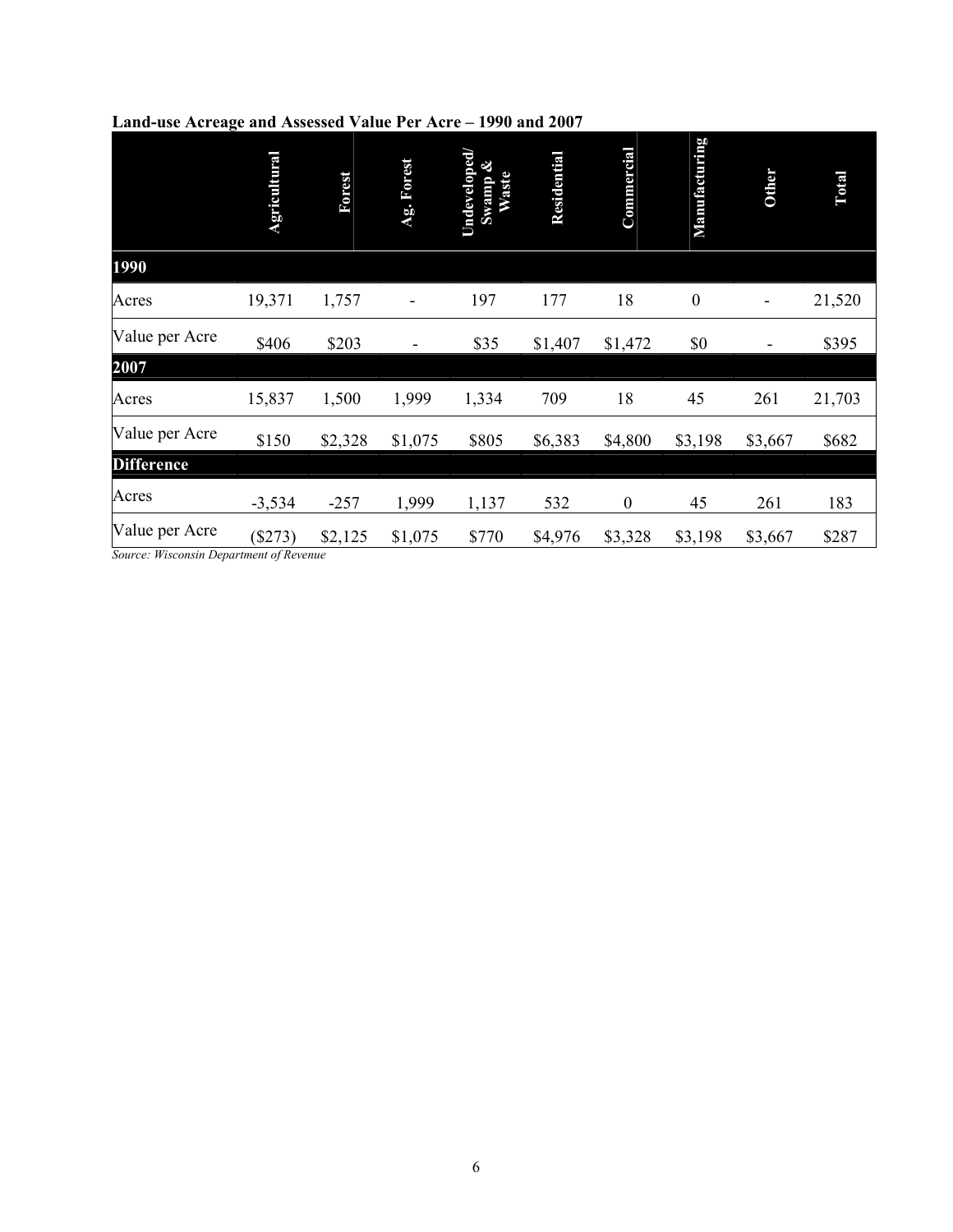**Land-use Acreage and Assessed Value Per Acre – 1990 and 2007**

| | Agricultural | Forest | Ag. Forest | Undeveloped/ Swamp & Waste | Residential | Commercial | Manufacturing | Other | Total |
|---|---|---|---|---|---|---|---|---|---|
| **1990** | | | | | | | | | |
| Acres | 19,371 | 1,757 | - | 197 | 177 | 18 | 0 | - | 21,520 |
| Value per Acre | $406 | $203 | - | $35 | $1,407 | $1,472 | $0 | - | $395 |
| **2007** | | | | | | | | | |
| Acres | 15,837 | 1,500 | 1,999 | 1,334 | 709 | 18 | 45 | 261 | 21,703 |
| Value per Acre | $150 | $2,328 | $1,075 | $805 | $6,383 | $4,800 | $3,198 | $3,667 | $682 |
| **Difference** | | | | | | | | | |
| Acres | -3,534 | -257 | 1,999 | 1,137 | 532 | 0 | 45 | 261 | 183 |
| Value per Acre | ($273) | $2,125 | $1,075 | $770 | $4,976 | $3,328 | $3,198 | $3,667 | $287 |

*Source: Wisconsin Department of Revenue*